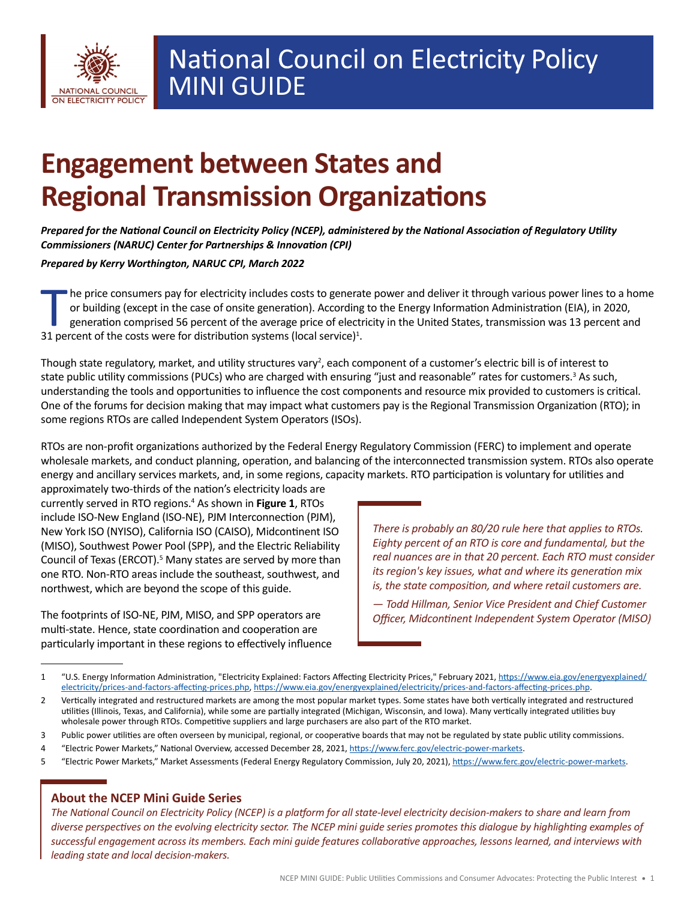National Council on Electricity Policy
MINI GUIDE

# Engagement between States and Regional Transmission Organizations

***Prepared for the National Council on Electricity Policy (NCEP), administered by the National Association of Regulatory Utility Commissioners (NARUC) Center for Partnerships & Innovation (CPI)***

***Prepared by Kerry Worthington, NARUC CPI, March 2022***

The price consumers pay for electricity includes costs to generate power and deliver it through various power lines to a home or building (except in the case of onsite generation). According to the Energy Information Administration (EIA), in 2020, generation comprised 56 percent of the average price of electricity in the United States, transmission was 13 percent and 31 percent of the costs were for distribution systems (local service)[1].

Though state regulatory, market, and utility structures vary[2], each component of a customer's electric bill is of interest to state public utility commissions (PUCs) who are charged with ensuring "just and reasonable" rates for customers.[3] As such, understanding the tools and opportunities to influence the cost components and resource mix provided to customers is critical. One of the forums for decision making that may impact what customers pay is the Regional Transmission Organization (RTO); in some regions RTOs are called Independent System Operators (ISOs).

RTOs are non-profit organizations authorized by the Federal Energy Regulatory Commission (FERC) to implement and operate wholesale markets, and conduct planning, operation, and balancing of the interconnected transmission system. RTOs also operate energy and ancillary services markets, and, in some regions, capacity markets. RTO participation is voluntary for utilities and approximately two-thirds of the nation's electricity loads are currently served in RTO regions.[4] As shown in **Figure 1**, RTOs include ISO-New England (ISO-NE), PJM Interconnection (PJM), New York ISO (NYISO), California ISO (CAISO), Midcontinent ISO (MISO), Southwest Power Pool (SPP), and the Electric Reliability Council of Texas (ERCOT).[5] Many states are served by more than one RTO. Non-RTO areas include the southeast, southwest, and northwest, which are beyond the scope of this guide.

> *There is probably an 80/20 rule here that applies to RTOs. Eighty percent of an RTO is core and fundamental, but the real nuances are in that 20 percent. Each RTO must consider its region's key issues, what and where its generation mix is, the state composition, and where retail customers are.*
>
> *— Todd Hillman, Senior Vice President and Chief Customer Officer, Midcontinent Independent System Operator (MISO)*

The footprints of ISO-NE, PJM, MISO, and SPP operators are multi-state. Hence, state coordination and cooperation are particularly important in these regions to effectively influence

---

1 "U.S. Energy Information Administration, "Electricity Explained: Factors Affecting Electricity Prices," February 2021, https://www.eia.gov/energyexplained/electricity/prices-and-factors-affecting-prices.php, https://www.eia.gov/energyexplained/electricity/prices-and-factors-affecting-prices.php.

2 Vertically integrated and restructured markets are among the most popular market types. Some states have both vertically integrated and restructured utilities (Illinois, Texas, and California), while some are partially integrated (Michigan, Wisconsin, and Iowa). Many vertically integrated utilities buy wholesale power through RTOs. Competitive suppliers and large purchasers are also part of the RTO market.

3 Public power utilities are often overseen by municipal, regional, or cooperative boards that may not be regulated by state public utility commissions.

4 "Electric Power Markets," National Overview, accessed December 28, 2021, https://www.ferc.gov/electric-power-markets.

5 "Electric Power Markets," Market Assessments (Federal Energy Regulatory Commission, July 20, 2021), https://www.ferc.gov/electric-power-markets.

### About the NCEP Mini Guide Series

*The National Council on Electricity Policy (NCEP) is a platform for all state-level electricity decision-makers to share and learn from diverse perspectives on the evolving electricity sector. The NCEP mini guide series promotes this dialogue by highlighting examples of successful engagement across its members. Each mini guide features collaborative approaches, lessons learned, and interviews with leading state and local decision-makers.*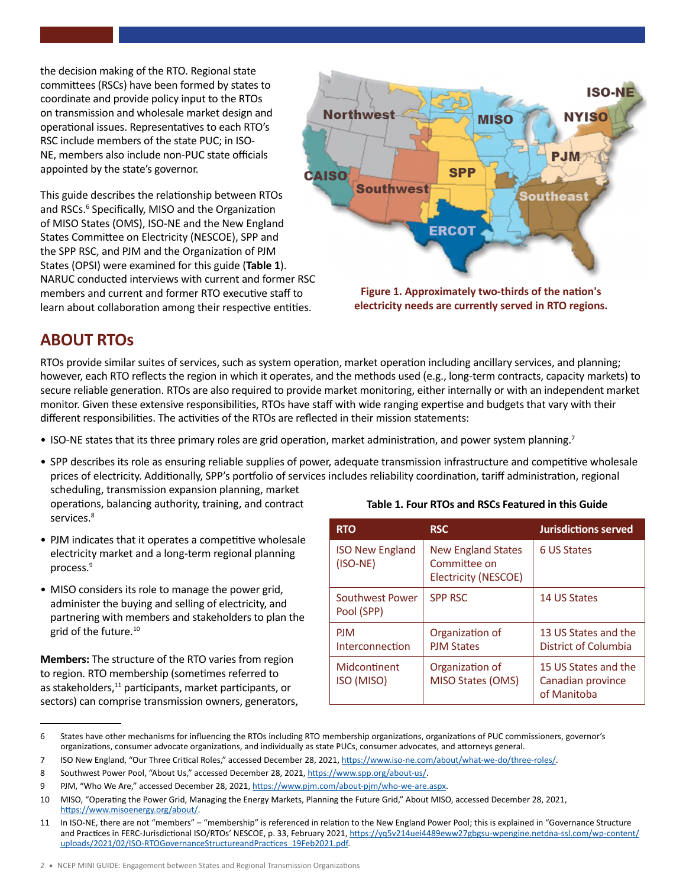the decision making of the RTO. Regional state committees (RSCs) have been formed by states to coordinate and provide policy input to the RTOs on transmission and wholesale market design and operational issues. Representatives to each RTO's RSC include members of the state PUC; in ISO-NE, members also include non-PUC state officials appointed by the state's governor.

This guide describes the relationship between RTOs and RSCs.[6] Specifically, MISO and the Organization of MISO States (OMS), ISO-NE and the New England States Committee on Electricity (NESCOE), SPP and the SPP RSC, and PJM and the Organization of PJM States (OPSI) were examined for this guide (**Table 1**). NARUC conducted interviews with current and former RSC members and current and former RTO executive staff to learn about collaboration among their respective entities.

**Figure 1. Approximately two-thirds of the nation's electricity needs are currently served in RTO regions.**

## ABOUT RTOs

RTOs provide similar suites of services, such as system operation, market operation including ancillary services, and planning; however, each RTO reflects the region in which it operates, and the methods used (e.g., long-term contracts, capacity markets) to secure reliable generation. RTOs are also required to provide market monitoring, either internally or with an independent market monitor. Given these extensive responsibilities, RTOs have staff with wide ranging expertise and budgets that vary with their different responsibilities. The activities of the RTOs are reflected in their mission statements:

- ISO-NE states that its three primary roles are grid operation, market administration, and power system planning.[7]
- SPP describes its role as ensuring reliable supplies of power, adequate transmission infrastructure and competitive wholesale prices of electricity. Additionally, SPP's portfolio of services includes reliability coordination, tariff administration, regional scheduling, transmission expansion planning, market operations, balancing authority, training, and contract services.[8]
- PJM indicates that it operates a competitive wholesale electricity market and a long-term regional planning process.[9]
- MISO considers its role to manage the power grid, administer the buying and selling of electricity, and partnering with members and stakeholders to plan the grid of the future.[10]

**Table 1. Four RTOs and RSCs Featured in this Guide**

| RTO | RSC | Jurisdictions served |
|---|---|---|
| ISO New England (ISO-NE) | New England States Committee on Electricity (NESCOE) | 6 US States |
| Southwest Power Pool (SPP) | SPP RSC | 14 US States |
| PJM Interconnection | Organization of PJM States | 13 US States and the District of Columbia |
| Midcontinent ISO (MISO) | Organization of MISO States (OMS) | 15 US States and the Canadian province of Manitoba |

**Members:** The structure of the RTO varies from region to region. RTO membership (sometimes referred to as stakeholders,[11] participants, market participants, or sectors) can comprise transmission owners, generators,

---

6 States have other mechanisms for influencing the RTOs including RTO membership organizations, organizations of PUC commissioners, governor's organizations, consumer advocate organizations, and individually as state PUCs, consumer advocates, and attorneys general.

7 ISO New England, "Our Three Critical Roles," accessed December 28, 2021, https://www.iso-ne.com/about/what-we-do/three-roles/.

8 Southwest Power Pool, "About Us," accessed December 28, 2021, https://www.spp.org/about-us/.

9 PJM, "Who We Are," accessed December 28, 2021, https://www.pjm.com/about-pjm/who-we-are.aspx.

10 MISO, "Operating the Power Grid, Managing the Energy Markets, Planning the Future Grid," About MISO, accessed December 28, 2021, https://www.misoenergy.org/about/.

11 In ISO-NE, there are not "members" – "membership" is referenced in relation to the New England Power Pool; this is explained in "Governance Structure and Practices in FERC-Jurisdictional ISO/RTOs' NESCOE, p. 33, February 2021, https://yq5v214uei4489eww27gbgsu-wpengine.netdna-ssl.com/wp-content/uploads/2021/02/ISO-RTOGovernanceStructureandPractices_19Feb2021.pdf.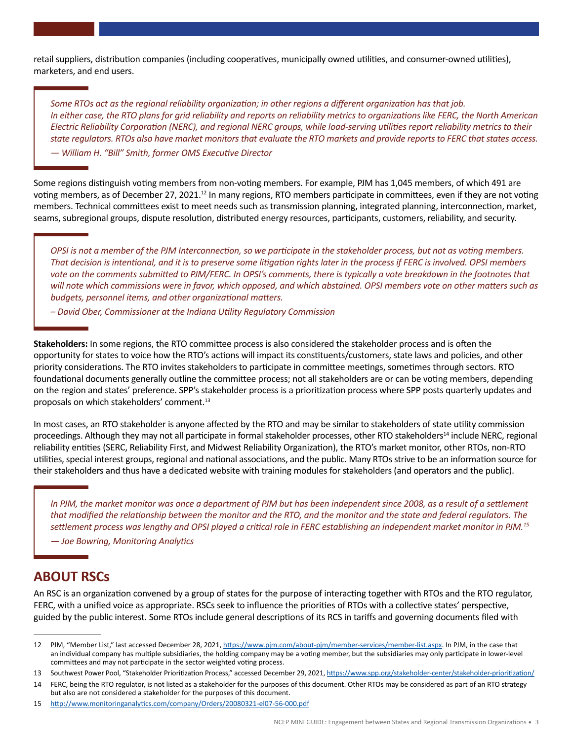retail suppliers, distribution companies (including cooperatives, municipally owned utilities, and consumer-owned utilities), marketers, and end users.

> *Some RTOs act as the regional reliability organization; in other regions a different organization has that job. In either case, the RTO plans for grid reliability and reports on reliability metrics to organizations like FERC, the North American Electric Reliability Corporation (NERC), and regional NERC groups, while load-serving utilities report reliability metrics to their state regulators. RTOs also have market monitors that evaluate the RTO markets and provide reports to FERC that states access.*
>
> *— William H. "Bill" Smith, former OMS Executive Director*

Some regions distinguish voting members from non-voting members. For example, PJM has 1,045 members, of which 491 are voting members, as of December 27, 2021.[12] In many regions, RTO members participate in committees, even if they are not voting members. Technical committees exist to meet needs such as transmission planning, integrated planning, interconnection, market, seams, subregional groups, dispute resolution, distributed energy resources, participants, customers, reliability, and security.

> *OPSI is not a member of the PJM Interconnection, so we participate in the stakeholder process, but not as voting members. That decision is intentional, and it is to preserve some litigation rights later in the process if FERC is involved. OPSI members vote on the comments submitted to PJM/FERC. In OPSI's comments, there is typically a vote breakdown in the footnotes that will note which commissions were in favor, which opposed, and which abstained. OPSI members vote on other matters such as budgets, personnel items, and other organizational matters.*
>
> *– David Ober, Commissioner at the Indiana Utility Regulatory Commission*

**Stakeholders:** In some regions, the RTO committee process is also considered the stakeholder process and is often the opportunity for states to voice how the RTO's actions will impact its constituents/customers, state laws and policies, and other priority considerations. The RTO invites stakeholders to participate in committee meetings, sometimes through sectors. RTO foundational documents generally outline the committee process; not all stakeholders are or can be voting members, depending on the region and states' preference. SPP's stakeholder process is a prioritization process where SPP posts quarterly updates and proposals on which stakeholders' comment.[13]

In most cases, an RTO stakeholder is anyone affected by the RTO and may be similar to stakeholders of state utility commission proceedings. Although they may not all participate in formal stakeholder processes, other RTO stakeholders[14] include NERC, regional reliability entities (SERC, Reliability First, and Midwest Reliability Organization), the RTO's market monitor, other RTOs, non-RTO utilities, special interest groups, regional and national associations, and the public. Many RTOs strive to be an information source for their stakeholders and thus have a dedicated website with training modules for stakeholders (and operators and the public).

> *In PJM, the market monitor was once a department of PJM but has been independent since 2008, as a result of a settlement that modified the relationship between the monitor and the RTO, and the monitor and the state and federal regulators. The settlement process was lengthy and OPSI played a critical role in FERC establishing an independent market monitor in PJM.[15]*
>
> *— Joe Bowring, Monitoring Analytics*

## ABOUT RSCs

An RSC is an organization convened by a group of states for the purpose of interacting together with RTOs and the RTO regulator, FERC, with a unified voice as appropriate. RSCs seek to influence the priorities of RTOs with a collective states' perspective, guided by the public interest. Some RTOs include general descriptions of its RCS in tariffs and governing documents filed with

---

12 PJM, "Member List," last accessed December 28, 2021, https://www.pjm.com/about-pjm/member-services/member-list.aspx. In PJM, in the case that an individual company has multiple subsidiaries, the holding company may be a voting member, but the subsidiaries may only participate in lower-level committees and may not participate in the sector weighted voting process.

13 Southwest Power Pool, "Stakeholder Prioritization Process," accessed December 29, 2021, https://www.spp.org/stakeholder-center/stakeholder-prioritization/

14 FERC, being the RTO regulator, is not listed as a stakeholder for the purposes of this document. Other RTOs may be considered as part of an RTO strategy but also are not considered a stakeholder for the purposes of this document.

15 http://www.monitoringanalytics.com/company/Orders/20080321-el07-56-000.pdf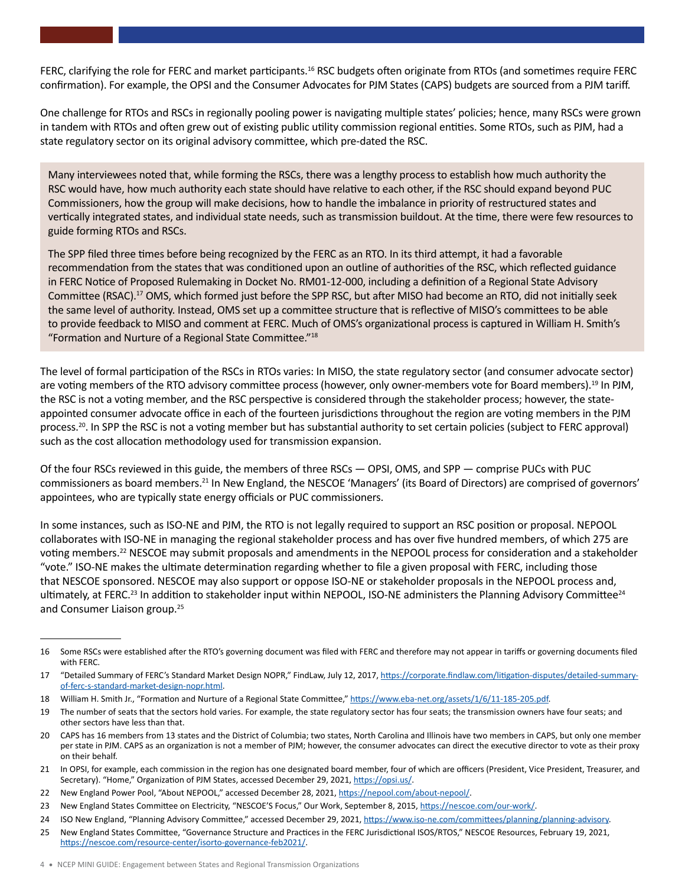FERC, clarifying the role for FERC and market participants.[16] RSC budgets often originate from RTOs (and sometimes require FERC confirmation). For example, the OPSI and the Consumer Advocates for PJM States (CAPS) budgets are sourced from a PJM tariff.

One challenge for RTOs and RSCs in regionally pooling power is navigating multiple states' policies; hence, many RSCs were grown in tandem with RTOs and often grew out of existing public utility commission regional entities. Some RTOs, such as PJM, had a state regulatory sector on its original advisory committee, which pre-dated the RSC.

> Many interviewees noted that, while forming the RSCs, there was a lengthy process to establish how much authority the RSC would have, how much authority each state should have relative to each other, if the RSC should expand beyond PUC Commissioners, how the group will make decisions, how to handle the imbalance in priority of restructured states and vertically integrated states, and individual state needs, such as transmission buildout. At the time, there were few resources to guide forming RTOs and RSCs.
>
> The SPP filed three times before being recognized by the FERC as an RTO. In its third attempt, it had a favorable recommendation from the states that was conditioned upon an outline of authorities of the RSC, which reflected guidance in FERC Notice of Proposed Rulemaking in Docket No. RM01-12-000, including a definition of a Regional State Advisory Committee (RSAC).[17] OMS, which formed just before the SPP RSC, but after MISO had become an RTO, did not initially seek the same level of authority. Instead, OMS set up a committee structure that is reflective of MISO's committees to be able to provide feedback to MISO and comment at FERC. Much of OMS's organizational process is captured in William H. Smith's "Formation and Nurture of a Regional State Committee."[18]

The level of formal participation of the RSCs in RTOs varies: In MISO, the state regulatory sector (and consumer advocate sector) are voting members of the RTO advisory committee process (however, only owner-members vote for Board members).[19] In PJM, the RSC is not a voting member, and the RSC perspective is considered through the stakeholder process; however, the state-appointed consumer advocate office in each of the fourteen jurisdictions throughout the region are voting members in the PJM process.[20]. In SPP the RSC is not a voting member but has substantial authority to set certain policies (subject to FERC approval) such as the cost allocation methodology used for transmission expansion.

Of the four RSCs reviewed in this guide, the members of three RSCs — OPSI, OMS, and SPP — comprise PUCs with PUC commissioners as board members.[21] In New England, the NESCOE 'Managers' (its Board of Directors) are comprised of governors' appointees, who are typically state energy officials or PUC commissioners.

In some instances, such as ISO-NE and PJM, the RTO is not legally required to support an RSC position or proposal. NEPOOL collaborates with ISO-NE in managing the regional stakeholder process and has over five hundred members, of which 275 are voting members.[22] NESCOE may submit proposals and amendments in the NEPOOL process for consideration and a stakeholder "vote." ISO-NE makes the ultimate determination regarding whether to file a given proposal with FERC, including those that NESCOE sponsored. NESCOE may also support or oppose ISO-NE or stakeholder proposals in the NEPOOL process and, ultimately, at FERC.[23] In addition to stakeholder input within NEPOOL, ISO-NE administers the Planning Advisory Committee[24] and Consumer Liaison group.[25]

---

16 Some RSCs were established after the RTO's governing document was filed with FERC and therefore may not appear in tariffs or governing documents filed with FERC.

17 "Detailed Summary of FERC's Standard Market Design NOPR," FindLaw, July 12, 2017, https://corporate.findlaw.com/litigation-disputes/detailed-summary-of-ferc-s-standard-market-design-nopr.html.

18 William H. Smith Jr., "Formation and Nurture of a Regional State Committee," https://www.eba-net.org/assets/1/6/11-185-205.pdf.

19 The number of seats that the sectors hold varies. For example, the state regulatory sector has four seats; the transmission owners have four seats; and other sectors have less than that.

20 CAPS has 16 members from 13 states and the District of Columbia; two states, North Carolina and Illinois have two members in CAPS, but only one member per state in PJM. CAPS as an organization is not a member of PJM; however, the consumer advocates can direct the executive director to vote as their proxy on their behalf.

21 In OPSI, for example, each commission in the region has one designated board member, four of which are officers (President, Vice President, Treasurer, and Secretary). "Home," Organization of PJM States, accessed December 29, 2021, https://opsi.us/.

22 New England Power Pool, "About NEPOOL," accessed December 28, 2021, https://nepool.com/about-nepool/.

23 New England States Committee on Electricity, "NESCOE'S Focus," Our Work, September 8, 2015, https://nescoe.com/our-work/.

24 ISO New England, "Planning Advisory Committee," accessed December 29, 2021, https://www.iso-ne.com/committees/planning/planning-advisory.

25 New England States Committee, "Governance Structure and Practices in the FERC Jurisdictional ISOS/RTOS," NESCOE Resources, February 19, 2021, https://nescoe.com/resource-center/isorto-governance-feb2021/.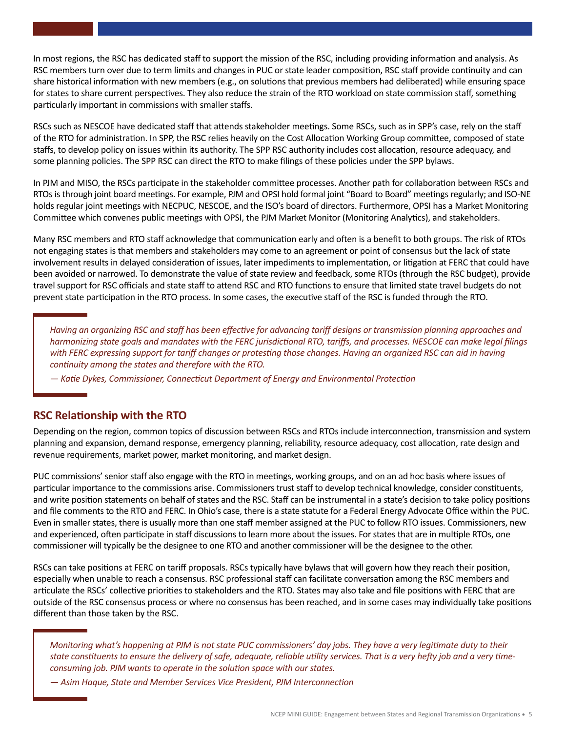In most regions, the RSC has dedicated staff to support the mission of the RSC, including providing information and analysis. As RSC members turn over due to term limits and changes in PUC or state leader composition, RSC staff provide continuity and can share historical information with new members (e.g., on solutions that previous members had deliberated) while ensuring space for states to share current perspectives. They also reduce the strain of the RTO workload on state commission staff, something particularly important in commissions with smaller staffs.

RSCs such as NESCOE have dedicated staff that attends stakeholder meetings. Some RSCs, such as in SPP's case, rely on the staff of the RTO for administration. In SPP, the RSC relies heavily on the Cost Allocation Working Group committee, composed of state staffs, to develop policy on issues within its authority. The SPP RSC authority includes cost allocation, resource adequacy, and some planning policies. The SPP RSC can direct the RTO to make filings of these policies under the SPP bylaws.

In PJM and MISO, the RSCs participate in the stakeholder committee processes. Another path for collaboration between RSCs and RTOs is through joint board meetings. For example, PJM and OPSI hold formal joint "Board to Board" meetings regularly; and ISO-NE holds regular joint meetings with NECPUC, NESCOE, and the ISO's board of directors. Furthermore, OPSI has a Market Monitoring Committee which convenes public meetings with OPSI, the PJM Market Monitor (Monitoring Analytics), and stakeholders.

Many RSC members and RTO staff acknowledge that communication early and often is a benefit to both groups. The risk of RTOs not engaging states is that members and stakeholders may come to an agreement or point of consensus but the lack of state involvement results in delayed consideration of issues, later impediments to implementation, or litigation at FERC that could have been avoided or narrowed. To demonstrate the value of state review and feedback, some RTOs (through the RSC budget), provide travel support for RSC officials and state staff to attend RSC and RTO functions to ensure that limited state travel budgets do not prevent state participation in the RTO process. In some cases, the executive staff of the RSC is funded through the RTO.

> *Having an organizing RSC and staff has been effective for advancing tariff designs or transmission planning approaches and harmonizing state goals and mandates with the FERC jurisdictional RTO, tariffs, and processes. NESCOE can make legal filings with FERC expressing support for tariff changes or protesting those changes. Having an organized RSC can aid in having continuity among the states and therefore with the RTO.*
>
> *— Katie Dykes, Commissioner, Connecticut Department of Energy and Environmental Protection*

## RSC Relationship with the RTO

Depending on the region, common topics of discussion between RSCs and RTOs include interconnection, transmission and system planning and expansion, demand response, emergency planning, reliability, resource adequacy, cost allocation, rate design and revenue requirements, market power, market monitoring, and market design.

PUC commissions' senior staff also engage with the RTO in meetings, working groups, and on an ad hoc basis where issues of particular importance to the commissions arise. Commissioners trust staff to develop technical knowledge, consider constituents, and write position statements on behalf of states and the RSC. Staff can be instrumental in a state's decision to take policy positions and file comments to the RTO and FERC. In Ohio's case, there is a state statute for a Federal Energy Advocate Office within the PUC. Even in smaller states, there is usually more than one staff member assigned at the PUC to follow RTO issues. Commissioners, new and experienced, often participate in staff discussions to learn more about the issues. For states that are in multiple RTOs, one commissioner will typically be the designee to one RTO and another commissioner will be the designee to the other.

RSCs can take positions at FERC on tariff proposals. RSCs typically have bylaws that will govern how they reach their position, especially when unable to reach a consensus. RSC professional staff can facilitate conversation among the RSC members and articulate the RSCs' collective priorities to stakeholders and the RTO. States may also take and file positions with FERC that are outside of the RSC consensus process or where no consensus has been reached, and in some cases may individually take positions different than those taken by the RSC.

> *Monitoring what's happening at PJM is not state PUC commissioners' day jobs. They have a very legitimate duty to their state constituents to ensure the delivery of safe, adequate, reliable utility services. That is a very hefty job and a very time-consuming job. PJM wants to operate in the solution space with our states.*
>
> *— Asim Haque, State and Member Services Vice President, PJM Interconnection*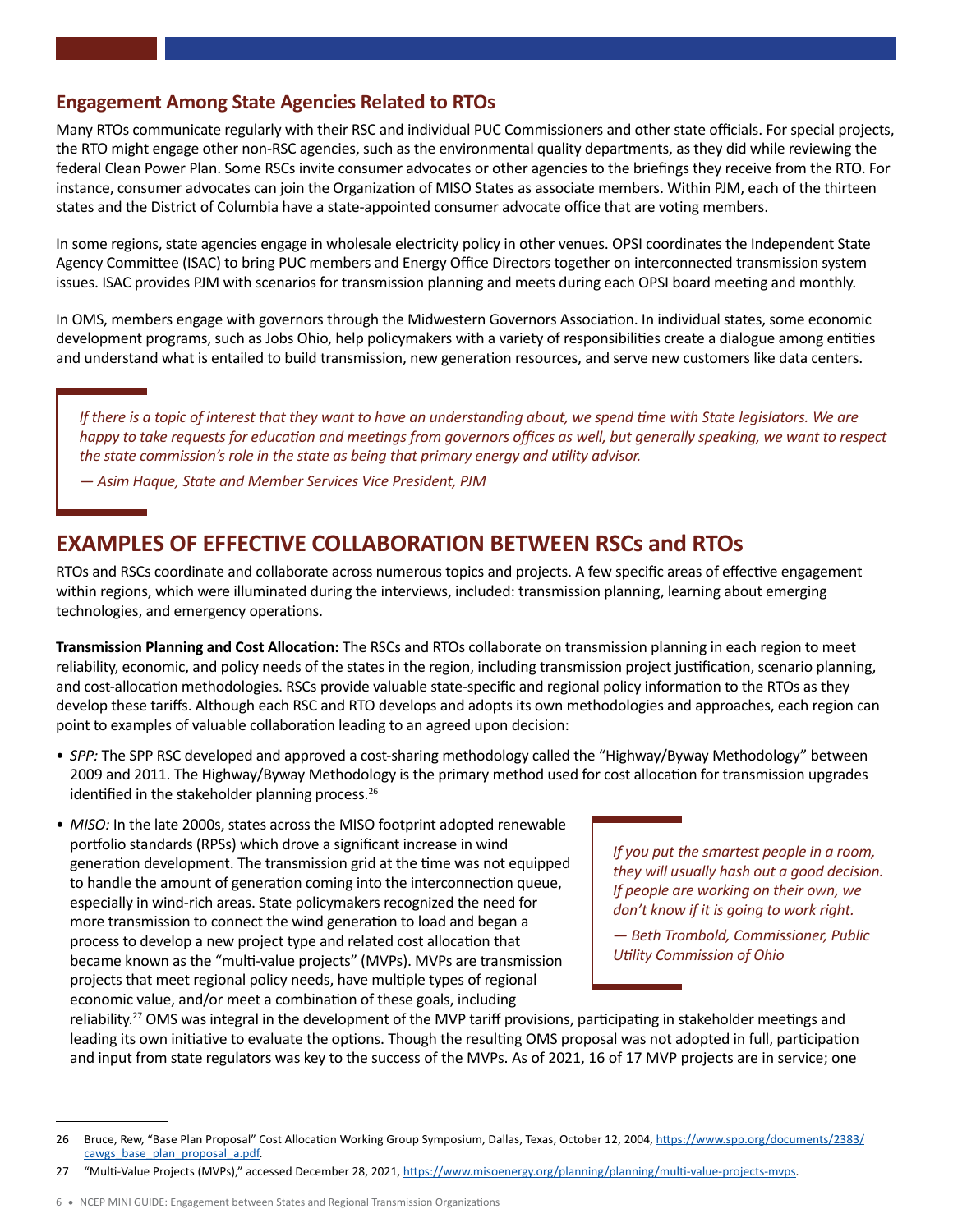### Engagement Among State Agencies Related to RTOs

Many RTOs communicate regularly with their RSC and individual PUC Commissioners and other state officials. For special projects, the RTO might engage other non-RSC agencies, such as the environmental quality departments, as they did while reviewing the federal Clean Power Plan. Some RSCs invite consumer advocates or other agencies to the briefings they receive from the RTO. For instance, consumer advocates can join the Organization of MISO States as associate members. Within PJM, each of the thirteen states and the District of Columbia have a state-appointed consumer advocate office that are voting members.

In some regions, state agencies engage in wholesale electricity policy in other venues. OPSI coordinates the Independent State Agency Committee (ISAC) to bring PUC members and Energy Office Directors together on interconnected transmission system issues. ISAC provides PJM with scenarios for transmission planning and meets during each OPSI board meeting and monthly.

In OMS, members engage with governors through the Midwestern Governors Association. In individual states, some economic development programs, such as Jobs Ohio, help policymakers with a variety of responsibilities create a dialogue among entities and understand what is entailed to build transmission, new generation resources, and serve new customers like data centers.

> *If there is a topic of interest that they want to have an understanding about, we spend time with State legislators. We are happy to take requests for education and meetings from governors offices as well, but generally speaking, we want to respect the state commission's role in the state as being that primary energy and utility advisor.*
>
> *— Asim Haque, State and Member Services Vice President, PJM*

## EXAMPLES OF EFFECTIVE COLLABORATION BETWEEN RSCs and RTOs

RTOs and RSCs coordinate and collaborate across numerous topics and projects. A few specific areas of effective engagement within regions, which were illuminated during the interviews, included: transmission planning, learning about emerging technologies, and emergency operations.

**Transmission Planning and Cost Allocation:** The RSCs and RTOs collaborate on transmission planning in each region to meet reliability, economic, and policy needs of the states in the region, including transmission project justification, scenario planning, and cost-allocation methodologies. RSCs provide valuable state-specific and regional policy information to the RTOs as they develop these tariffs. Although each RSC and RTO develops and adopts its own methodologies and approaches, each region can point to examples of valuable collaboration leading to an agreed upon decision:

- *SPP:* The SPP RSC developed and approved a cost-sharing methodology called the "Highway/Byway Methodology" between 2009 and 2011. The Highway/Byway Methodology is the primary method used for cost allocation for transmission upgrades identified in the stakeholder planning process.[26]
- *MISO:* In the late 2000s, states across the MISO footprint adopted renewable portfolio standards (RPSs) which drove a significant increase in wind generation development. The transmission grid at the time was not equipped to handle the amount of generation coming into the interconnection queue, especially in wind-rich areas. State policymakers recognized the need for more transmission to connect the wind generation to load and began a process to develop a new project type and related cost allocation that became known as the "multi-value projects" (MVPs). MVPs are transmission projects that meet regional policy needs, have multiple types of regional economic value, and/or meet a combination of these goals, including reliability.[27] OMS was integral in the development of the MVP tariff provisions, participating in stakeholder meetings and leading its own initiative to evaluate the options. Though the resulting OMS proposal was not adopted in full, participation and input from state regulators was key to the success of the MVPs. As of 2021, 16 of 17 MVP projects are in service; one

> *If you put the smartest people in a room, they will usually hash out a good decision. If people are working on their own, we don't know if it is going to work right.*
>
> *— Beth Trombold, Commissioner, Public Utility Commission of Ohio*

---

26 Bruce, Rew, "Base Plan Proposal" Cost Allocation Working Group Symposium, Dallas, Texas, October 12, 2004, https://www.spp.org/documents/2383/cawgs_base_plan_proposal_a.pdf.

27 "Multi-Value Projects (MVPs)," accessed December 28, 2021, https://www.misoenergy.org/planning/planning/multi-value-projects-mvps.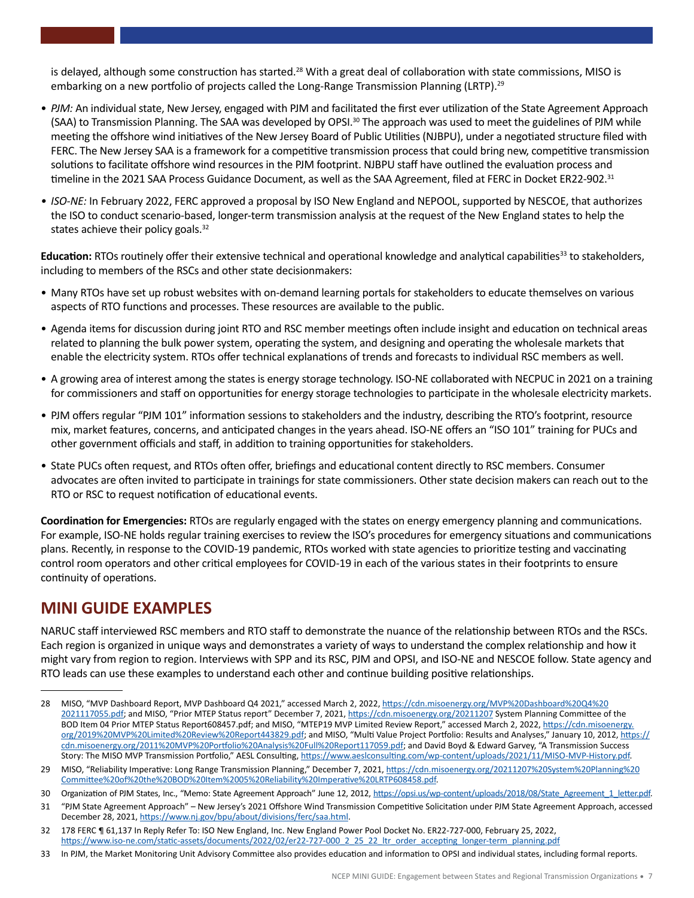is delayed, although some construction has started.[28] With a great deal of collaboration with state commissions, MISO is embarking on a new portfolio of projects called the Long-Range Transmission Planning (LRTP).[29]

- *PJM:* An individual state, New Jersey, engaged with PJM and facilitated the first ever utilization of the State Agreement Approach (SAA) to Transmission Planning. The SAA was developed by OPSI.[30] The approach was used to meet the guidelines of PJM while meeting the offshore wind initiatives of the New Jersey Board of Public Utilities (NJBPU), under a negotiated structure filed with FERC. The New Jersey SAA is a framework for a competitive transmission process that could bring new, competitive transmission solutions to facilitate offshore wind resources in the PJM footprint. NJBPU staff have outlined the evaluation process and timeline in the 2021 SAA Process Guidance Document, as well as the SAA Agreement, filed at FERC in Docket ER22-902.[31]
- *ISO-NE:* In February 2022, FERC approved a proposal by ISO New England and NEPOOL, supported by NESCOE, that authorizes the ISO to conduct scenario-based, longer-term transmission analysis at the request of the New England states to help the states achieve their policy goals.[32]

**Education:** RTOs routinely offer their extensive technical and operational knowledge and analytical capabilities[33] to stakeholders, including to members of the RSCs and other state decisionmakers:

- Many RTOs have set up robust websites with on-demand learning portals for stakeholders to educate themselves on various aspects of RTO functions and processes. These resources are available to the public.
- Agenda items for discussion during joint RTO and RSC member meetings often include insight and education on technical areas related to planning the bulk power system, operating the system, and designing and operating the wholesale markets that enable the electricity system. RTOs offer technical explanations of trends and forecasts to individual RSC members as well.
- A growing area of interest among the states is energy storage technology. ISO-NE collaborated with NECPUC in 2021 on a training for commissioners and staff on opportunities for energy storage technologies to participate in the wholesale electricity markets.
- PJM offers regular "PJM 101" information sessions to stakeholders and the industry, describing the RTO's footprint, resource mix, market features, concerns, and anticipated changes in the years ahead. ISO-NE offers an "ISO 101" training for PUCs and other government officials and staff, in addition to training opportunities for stakeholders.
- State PUCs often request, and RTOs often offer, briefings and educational content directly to RSC members. Consumer advocates are often invited to participate in trainings for state commissioners. Other state decision makers can reach out to the RTO or RSC to request notification of educational events.

**Coordination for Emergencies:** RTOs are regularly engaged with the states on energy emergency planning and communications. For example, ISO-NE holds regular training exercises to review the ISO's procedures for emergency situations and communications plans. Recently, in response to the COVID-19 pandemic, RTOs worked with state agencies to prioritize testing and vaccinating control room operators and other critical employees for COVID-19 in each of the various states in their footprints to ensure continuity of operations.

## MINI GUIDE EXAMPLES

NARUC staff interviewed RSC members and RTO staff to demonstrate the nuance of the relationship between RTOs and the RSCs. Each region is organized in unique ways and demonstrates a variety of ways to understand the complex relationship and how it might vary from region to region. Interviews with SPP and its RSC, PJM and OPSI, and ISO-NE and NESCOE follow. State agency and RTO leads can use these examples to understand each other and continue building positive relationships.

---

28 MISO, "MVP Dashboard Report, MVP Dashboard Q4 2021," accessed March 2, 2022, https://cdn.misoenergy.org/MVP%20Dashboard%20Q4%20 2021117055.pdf; and MISO, "Prior MTEP Status report" December 7, 2021, https://cdn.misoenergy.org/20211207 System Planning Committee of the BOD Item 04 Prior MTEP Status Report608457.pdf; and MISO, "MTEP19 MVP Limited Review Report," accessed March 2, 2022, https://cdn.misoenergy.org/2019%20MVP%20Limited%20Review%20Report443829.pdf; and MISO, "Multi Value Project Portfolio: Results and Analyses," January 10, 2012, https://cdn.misoenergy.org/2011%20MVP%20Portfolio%20Analysis%20Full%20Report117059.pdf; and David Boyd & Edward Garvey, "A Transmission Success Story: The MISO MVP Transmission Portfolio," AESL Consulting, https://www.aeslconsulting.com/wp-content/uploads/2021/11/MISO-MVP-History.pdf.

29 MISO, "Reliability Imperative: Long Range Transmission Planning," December 7, 2021, https://cdn.misoenergy.org/20211207%20System%20Planning%20Committee%20of%20the%20BOD%20Item%2005%20Reliability%20Imperative%20LRTP608458.pdf.

30 Organization of PJM States, Inc., "Memo: State Agreement Approach" June 12, 2012, https://opsi.us/wp-content/uploads/2018/08/State_Agreement_1_letter.pdf.

31 "PJM State Agreement Approach" – New Jersey's 2021 Offshore Wind Transmission Competitive Solicitation under PJM State Agreement Approach, accessed December 28, 2021, https://www.nj.gov/bpu/about/divisions/ferc/saa.html.

32 178 FERC ¶ 61,137 In Reply Refer To: ISO New England, Inc. New England Power Pool Docket No. ER22-727-000, February 25, 2022, https://www.iso-ne.com/static-assets/documents/2022/02/er22-727-000_2_25_22_ltr_order_accepting_longer-term_planning.pdf

33 In PJM, the Market Monitoring Unit Advisory Committee also provides education and information to OPSI and individual states, including formal reports.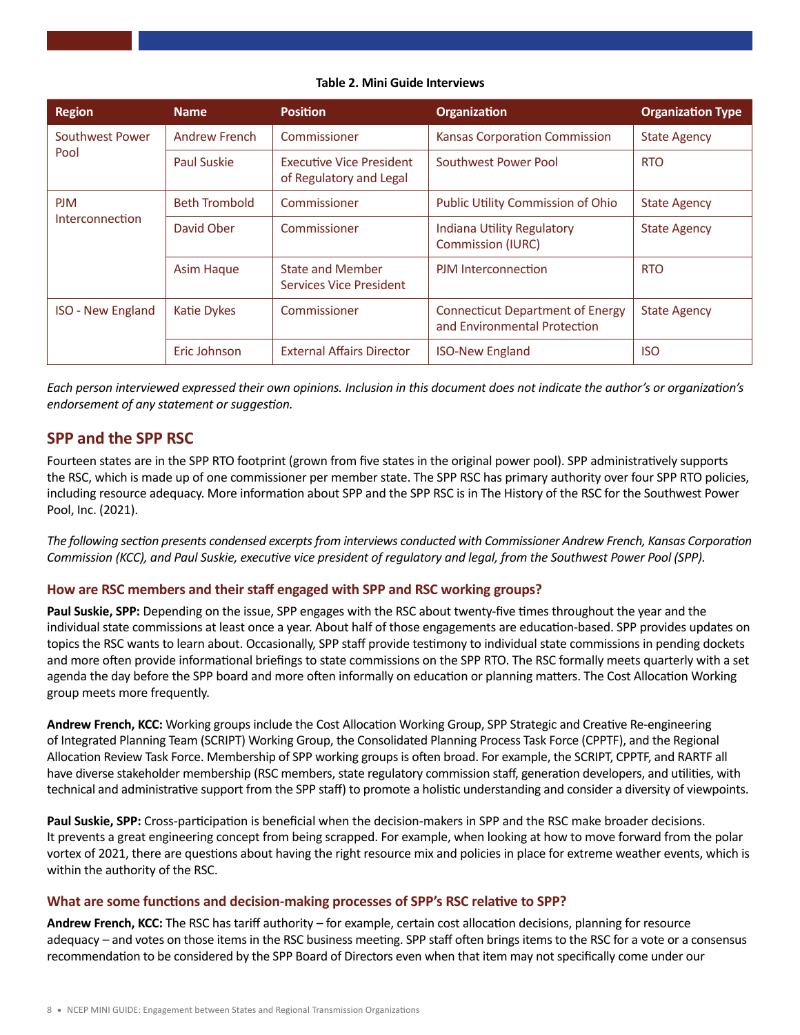**Table 2. Mini Guide Interviews**

| Region | Name | Position | Organization | Organization Type |
|---|---|---|---|---|
| Southwest Power Pool | Andrew French | Commissioner | Kansas Corporation Commission | State Agency |
| | Paul Suskie | Executive Vice President of Regulatory and Legal | Southwest Power Pool | RTO |
| PJM Interconnection | Beth Trombold | Commissioner | Public Utility Commission of Ohio | State Agency |
| | David Ober | Commissioner | Indiana Utility Regulatory Commission (IURC) | State Agency |
| | Asim Haque | State and Member Services Vice President | PJM Interconnection | RTO |
| ISO - New England | Katie Dykes | Commissioner | Connecticut Department of Energy and Environmental Protection | State Agency |
| | Eric Johnson | External Affairs Director | ISO-New England | ISO |

*Each person interviewed expressed their own opinions. Inclusion in this document does not indicate the author's or organization's endorsement of any statement or suggestion.*

## SPP and the SPP RSC

Fourteen states are in the SPP RTO footprint (grown from five states in the original power pool). SPP administratively supports the RSC, which is made up of one commissioner per member state. The SPP RSC has primary authority over four SPP RTO policies, including resource adequacy. More information about SPP and the SPP RSC is in The History of the RSC for the Southwest Power Pool, Inc. (2021).

*The following section presents condensed excerpts from interviews conducted with Commissioner Andrew French, Kansas Corporation Commission (KCC), and Paul Suskie, executive vice president of regulatory and legal, from the Southwest Power Pool (SPP).*

### How are RSC members and their staff engaged with SPP and RSC working groups?

**Paul Suskie, SPP:** Depending on the issue, SPP engages with the RSC about twenty-five times throughout the year and the individual state commissions at least once a year. About half of those engagements are education-based. SPP provides updates on topics the RSC wants to learn about. Occasionally, SPP staff provide testimony to individual state commissions in pending dockets and more often provide informational briefings to state commissions on the SPP RTO. The RSC formally meets quarterly with a set agenda the day before the SPP board and more often informally on education or planning matters. The Cost Allocation Working group meets more frequently.

**Andrew French, KCC:** Working groups include the Cost Allocation Working Group, SPP Strategic and Creative Re-engineering of Integrated Planning Team (SCRIPT) Working Group, the Consolidated Planning Process Task Force (CPPTF), and the Regional Allocation Review Task Force. Membership of SPP working groups is often broad. For example, the SCRIPT, CPPTF, and RARTF all have diverse stakeholder membership (RSC members, state regulatory commission staff, generation developers, and utilities, with technical and administrative support from the SPP staff) to promote a holistic understanding and consider a diversity of viewpoints.

**Paul Suskie, SPP:** Cross-participation is beneficial when the decision-makers in SPP and the RSC make broader decisions. It prevents a great engineering concept from being scrapped. For example, when looking at how to move forward from the polar vortex of 2021, there are questions about having the right resource mix and policies in place for extreme weather events, which is within the authority of the RSC.

### What are some functions and decision-making processes of SPP's RSC relative to SPP?

**Andrew French, KCC:** The RSC has tariff authority – for example, certain cost allocation decisions, planning for resource adequacy – and votes on those items in the RSC business meeting. SPP staff often brings items to the RSC for a vote or a consensus recommendation to be considered by the SPP Board of Directors even when that item may not specifically come under our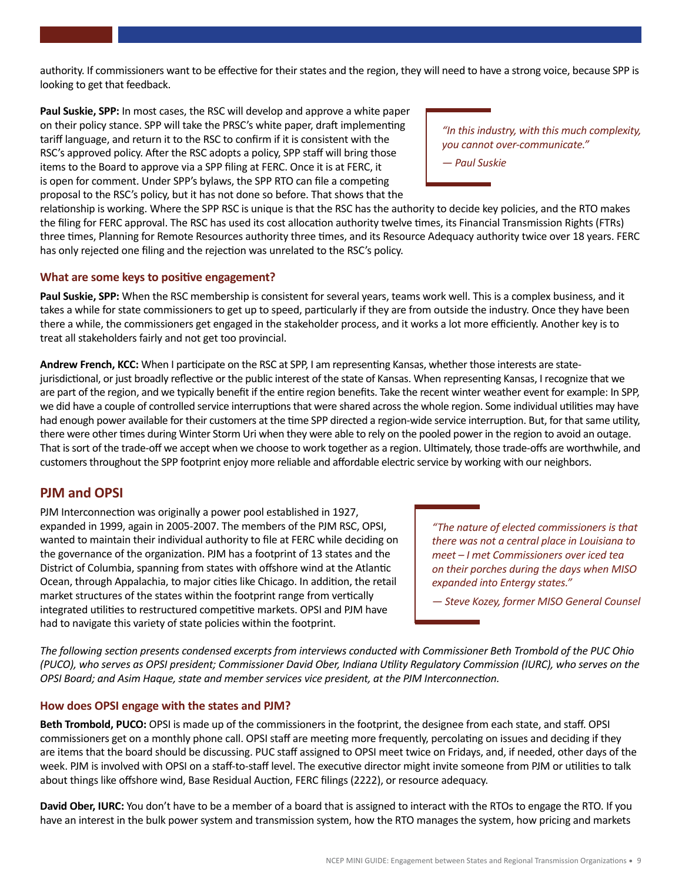authority. If commissioners want to be effective for their states and the region, they will need to have a strong voice, because SPP is looking to get that feedback.

**Paul Suskie, SPP:** In most cases, the RSC will develop and approve a white paper on their policy stance. SPP will take the PRSC's white paper, draft implementing tariff language, and return it to the RSC to confirm if it is consistent with the RSC's approved policy. After the RSC adopts a policy, SPP staff will bring those items to the Board to approve via a SPP filing at FERC. Once it is at FERC, it is open for comment. Under SPP's bylaws, the SPP RTO can file a competing proposal to the RSC's policy, but it has not done so before. That shows that the relationship is working. Where the SPP RSC is unique is that the RSC has the authority to decide key policies, and the RTO makes the filing for FERC approval. The RSC has used its cost allocation authority twelve times, its Financial Transmission Rights (FTRs) three times, Planning for Remote Resources authority three times, and its Resource Adequacy authority twice over 18 years. FERC has only rejected one filing and the rejection was unrelated to the RSC's policy.

> *"In this industry, with this much complexity, you cannot over-communicate."*
>
> *— Paul Suskie*

### What are some keys to positive engagement?

**Paul Suskie, SPP:** When the RSC membership is consistent for several years, teams work well. This is a complex business, and it takes a while for state commissioners to get up to speed, particularly if they are from outside the industry. Once they have been there a while, the commissioners get engaged in the stakeholder process, and it works a lot more efficiently. Another key is to treat all stakeholders fairly and not get too provincial.

**Andrew French, KCC:** When I participate on the RSC at SPP, I am representing Kansas, whether those interests are state-jurisdictional, or just broadly reflective or the public interest of the state of Kansas. When representing Kansas, I recognize that we are part of the region, and we typically benefit if the entire region benefits. Take the recent winter weather event for example: In SPP, we did have a couple of controlled service interruptions that were shared across the whole region. Some individual utilities may have had enough power available for their customers at the time SPP directed a region-wide service interruption. But, for that same utility, there were other times during Winter Storm Uri when they were able to rely on the pooled power in the region to avoid an outage. That is sort of the trade-off we accept when we choose to work together as a region. Ultimately, those trade-offs are worthwhile, and customers throughout the SPP footprint enjoy more reliable and affordable electric service by working with our neighbors.

## PJM and OPSI

PJM Interconnection was originally a power pool established in 1927, expanded in 1999, again in 2005-2007. The members of the PJM RSC, OPSI, wanted to maintain their individual authority to file at FERC while deciding on the governance of the organization. PJM has a footprint of 13 states and the District of Columbia, spanning from states with offshore wind at the Atlantic Ocean, through Appalachia, to major cities like Chicago. In addition, the retail market structures of the states within the footprint range from vertically integrated utilities to restructured competitive markets. OPSI and PJM have had to navigate this variety of state policies within the footprint.

> *"The nature of elected commissioners is that there was not a central place in Louisiana to meet – I met Commissioners over iced tea on their porches during the days when MISO expanded into Entergy states."*
>
> *— Steve Kozey, former MISO General Counsel*

*The following section presents condensed excerpts from interviews conducted with Commissioner Beth Trombold of the PUC Ohio (PUCO), who serves as OPSI president; Commissioner David Ober, Indiana Utility Regulatory Commission (IURC), who serves on the OPSI Board; and Asim Haque, state and member services vice president, at the PJM Interconnection.*

### How does OPSI engage with the states and PJM?

**Beth Trombold, PUCO:** OPSI is made up of the commissioners in the footprint, the designee from each state, and staff. OPSI commissioners get on a monthly phone call. OPSI staff are meeting more frequently, percolating on issues and deciding if they are items that the board should be discussing. PUC staff assigned to OPSI meet twice on Fridays, and, if needed, other days of the week. PJM is involved with OPSI on a staff-to-staff level. The executive director might invite someone from PJM or utilities to talk about things like offshore wind, Base Residual Auction, FERC filings (2222), or resource adequacy.

**David Ober, IURC:** You don't have to be a member of a board that is assigned to interact with the RTOs to engage the RTO. If you have an interest in the bulk power system and transmission system, how the RTO manages the system, how pricing and markets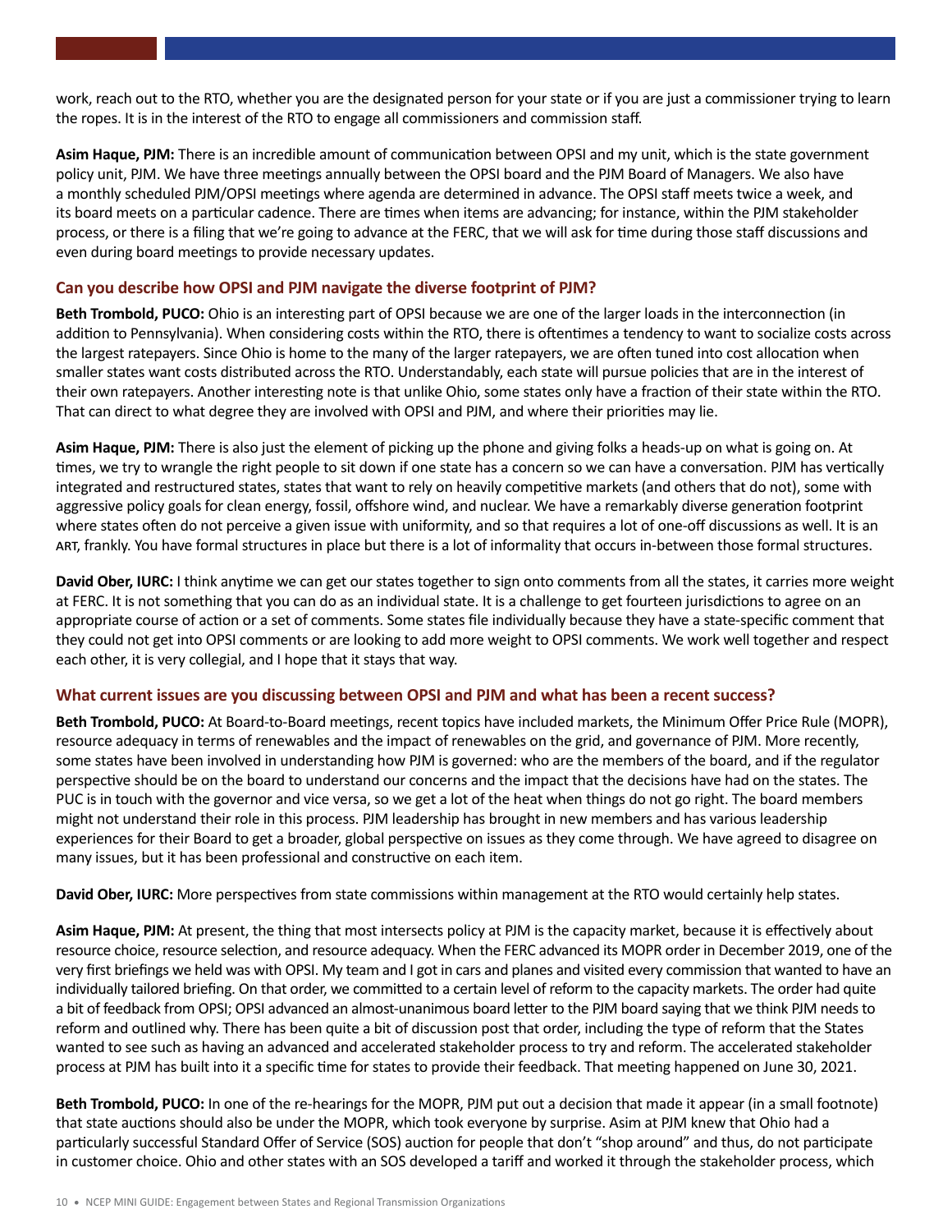work, reach out to the RTO, whether you are the designated person for your state or if you are just a commissioner trying to learn the ropes. It is in the interest of the RTO to engage all commissioners and commission staff.

**Asim Haque, PJM:** There is an incredible amount of communication between OPSI and my unit, which is the state government policy unit, PJM. We have three meetings annually between the OPSI board and the PJM Board of Managers. We also have a monthly scheduled PJM/OPSI meetings where agenda are determined in advance. The OPSI staff meets twice a week, and its board meets on a particular cadence. There are times when items are advancing; for instance, within the PJM stakeholder process, or there is a filing that we're going to advance at the FERC, that we will ask for time during those staff discussions and even during board meetings to provide necessary updates.

### Can you describe how OPSI and PJM navigate the diverse footprint of PJM?

**Beth Trombold, PUCO:** Ohio is an interesting part of OPSI because we are one of the larger loads in the interconnection (in addition to Pennsylvania). When considering costs within the RTO, there is oftentimes a tendency to want to socialize costs across the largest ratepayers. Since Ohio is home to the many of the larger ratepayers, we are often tuned into cost allocation when smaller states want costs distributed across the RTO. Understandably, each state will pursue policies that are in the interest of their own ratepayers. Another interesting note is that unlike Ohio, some states only have a fraction of their state within the RTO. That can direct to what degree they are involved with OPSI and PJM, and where their priorities may lie.

**Asim Haque, PJM:** There is also just the element of picking up the phone and giving folks a heads-up on what is going on. At times, we try to wrangle the right people to sit down if one state has a concern so we can have a conversation. PJM has vertically integrated and restructured states, states that want to rely on heavily competitive markets (and others that do not), some with aggressive policy goals for clean energy, fossil, offshore wind, and nuclear. We have a remarkably diverse generation footprint where states often do not perceive a given issue with uniformity, and so that requires a lot of one-off discussions as well. It is an ART, frankly. You have formal structures in place but there is a lot of informality that occurs in-between those formal structures.

**David Ober, IURC:** I think anytime we can get our states together to sign onto comments from all the states, it carries more weight at FERC. It is not something that you can do as an individual state. It is a challenge to get fourteen jurisdictions to agree on an appropriate course of action or a set of comments. Some states file individually because they have a state-specific comment that they could not get into OPSI comments or are looking to add more weight to OPSI comments. We work well together and respect each other, it is very collegial, and I hope that it stays that way.

### What current issues are you discussing between OPSI and PJM and what has been a recent success?

**Beth Trombold, PUCO:** At Board-to-Board meetings, recent topics have included markets, the Minimum Offer Price Rule (MOPR), resource adequacy in terms of renewables and the impact of renewables on the grid, and governance of PJM. More recently, some states have been involved in understanding how PJM is governed: who are the members of the board, and if the regulator perspective should be on the board to understand our concerns and the impact that the decisions have had on the states. The PUC is in touch with the governor and vice versa, so we get a lot of the heat when things do not go right. The board members might not understand their role in this process. PJM leadership has brought in new members and has various leadership experiences for their Board to get a broader, global perspective on issues as they come through. We have agreed to disagree on many issues, but it has been professional and constructive on each item.

**David Ober, IURC:** More perspectives from state commissions within management at the RTO would certainly help states.

**Asim Haque, PJM:** At present, the thing that most intersects policy at PJM is the capacity market, because it is effectively about resource choice, resource selection, and resource adequacy. When the FERC advanced its MOPR order in December 2019, one of the very first briefings we held was with OPSI. My team and I got in cars and planes and visited every commission that wanted to have an individually tailored briefing. On that order, we committed to a certain level of reform to the capacity markets. The order had quite a bit of feedback from OPSI; OPSI advanced an almost-unanimous board letter to the PJM board saying that we think PJM needs to reform and outlined why. There has been quite a bit of discussion post that order, including the type of reform that the States wanted to see such as having an advanced and accelerated stakeholder process to try and reform. The accelerated stakeholder process at PJM has built into it a specific time for states to provide their feedback. That meeting happened on June 30, 2021.

**Beth Trombold, PUCO:** In one of the re-hearings for the MOPR, PJM put out a decision that made it appear (in a small footnote) that state auctions should also be under the MOPR, which took everyone by surprise. Asim at PJM knew that Ohio had a particularly successful Standard Offer of Service (SOS) auction for people that don't "shop around" and thus, do not participate in customer choice. Ohio and other states with an SOS developed a tariff and worked it through the stakeholder process, which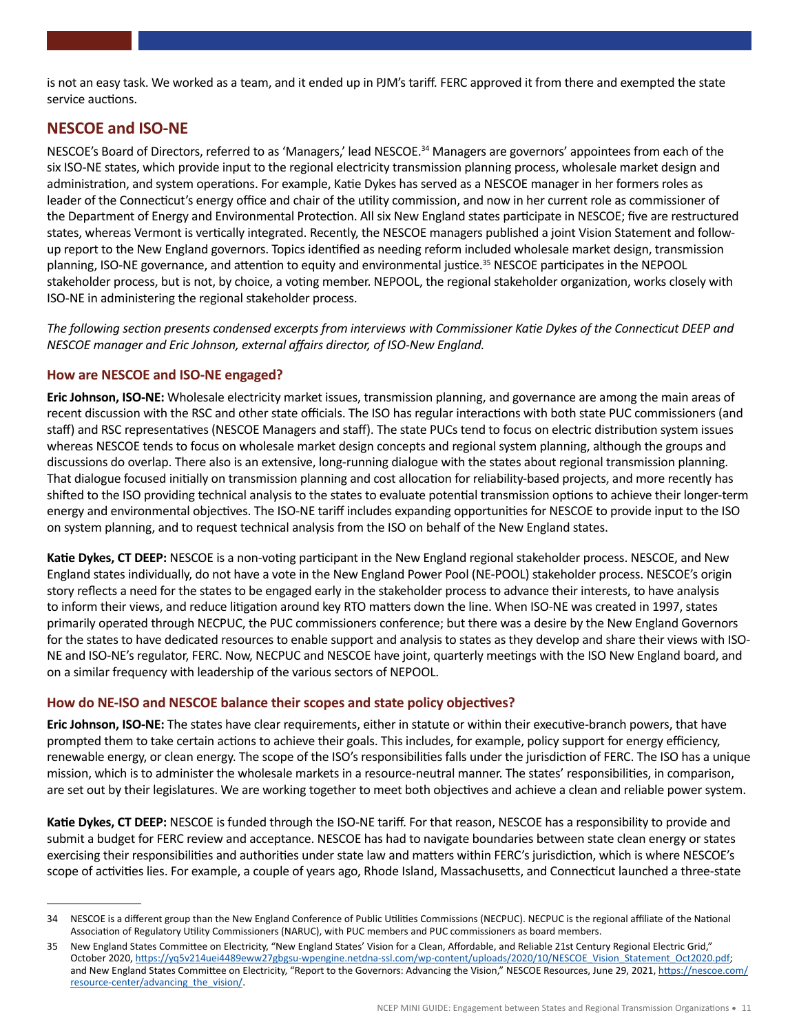is not an easy task. We worked as a team, and it ended up in PJM's tariff. FERC approved it from there and exempted the state service auctions.

## NESCOE and ISO-NE

NESCOE's Board of Directors, referred to as 'Managers,' lead NESCOE.[34] Managers are governors' appointees from each of the six ISO-NE states, which provide input to the regional electricity transmission planning process, wholesale market design and administration, and system operations. For example, Katie Dykes has served as a NESCOE manager in her formers roles as leader of the Connecticut's energy office and chair of the utility commission, and now in her current role as commissioner of the Department of Energy and Environmental Protection. All six New England states participate in NESCOE; five are restructured states, whereas Vermont is vertically integrated. Recently, the NESCOE managers published a joint Vision Statement and follow-up report to the New England governors. Topics identified as needing reform included wholesale market design, transmission planning, ISO-NE governance, and attention to equity and environmental justice.[35] NESCOE participates in the NEPOOL stakeholder process, but is not, by choice, a voting member. NEPOOL, the regional stakeholder organization, works closely with ISO-NE in administering the regional stakeholder process.

*The following section presents condensed excerpts from interviews with Commissioner Katie Dykes of the Connecticut DEEP and NESCOE manager and Eric Johnson, external affairs director, of ISO-New England.*

### How are NESCOE and ISO-NE engaged?

**Eric Johnson, ISO-NE:** Wholesale electricity market issues, transmission planning, and governance are among the main areas of recent discussion with the RSC and other state officials. The ISO has regular interactions with both state PUC commissioners (and staff) and RSC representatives (NESCOE Managers and staff). The state PUCs tend to focus on electric distribution system issues whereas NESCOE tends to focus on wholesale market design concepts and regional system planning, although the groups and discussions do overlap. There also is an extensive, long-running dialogue with the states about regional transmission planning. That dialogue focused initially on transmission planning and cost allocation for reliability-based projects, and more recently has shifted to the ISO providing technical analysis to the states to evaluate potential transmission options to achieve their longer-term energy and environmental objectives. The ISO-NE tariff includes expanding opportunities for NESCOE to provide input to the ISO on system planning, and to request technical analysis from the ISO on behalf of the New England states.

**Katie Dykes, CT DEEP:** NESCOE is a non-voting participant in the New England regional stakeholder process. NESCOE, and New England states individually, do not have a vote in the New England Power Pool (NE-POOL) stakeholder process. NESCOE's origin story reflects a need for the states to be engaged early in the stakeholder process to advance their interests, to have analysis to inform their views, and reduce litigation around key RTO matters down the line. When ISO-NE was created in 1997, states primarily operated through NECPUC, the PUC commissioners conference; but there was a desire by the New England Governors for the states to have dedicated resources to enable support and analysis to states as they develop and share their views with ISO-NE and ISO-NE's regulator, FERC. Now, NECPUC and NESCOE have joint, quarterly meetings with the ISO New England board, and on a similar frequency with leadership of the various sectors of NEPOOL.

### How do NE-ISO and NESCOE balance their scopes and state policy objectives?

**Eric Johnson, ISO-NE:** The states have clear requirements, either in statute or within their executive-branch powers, that have prompted them to take certain actions to achieve their goals. This includes, for example, policy support for energy efficiency, renewable energy, or clean energy. The scope of the ISO's responsibilities falls under the jurisdiction of FERC. The ISO has a unique mission, which is to administer the wholesale markets in a resource-neutral manner. The states' responsibilities, in comparison, are set out by their legislatures. We are working together to meet both objectives and achieve a clean and reliable power system.

**Katie Dykes, CT DEEP:** NESCOE is funded through the ISO-NE tariff. For that reason, NESCOE has a responsibility to provide and submit a budget for FERC review and acceptance. NESCOE has had to navigate boundaries between state clean energy or states exercising their responsibilities and authorities under state law and matters within FERC's jurisdiction, which is where NESCOE's scope of activities lies. For example, a couple of years ago, Rhode Island, Massachusetts, and Connecticut launched a three-state

---

34 NESCOE is a different group than the New England Conference of Public Utilities Commissions (NECPUC). NECPUC is the regional affiliate of the National Association of Regulatory Utility Commissioners (NARUC), with PUC members and PUC commissioners as board members.

35 New England States Committee on Electricity, "New England States' Vision for a Clean, Affordable, and Reliable 21st Century Regional Electric Grid," October 2020, https://yq5v214uei4489eww27gbgsu-wpengine.netdna-ssl.com/wp-content/uploads/2020/10/NESCOE_Vision_Statement_Oct2020.pdf; and New England States Committee on Electricity, "Report to the Governors: Advancing the Vision," NESCOE Resources, June 29, 2021, https://nescoe.com/resource-center/advancing_the_vision/.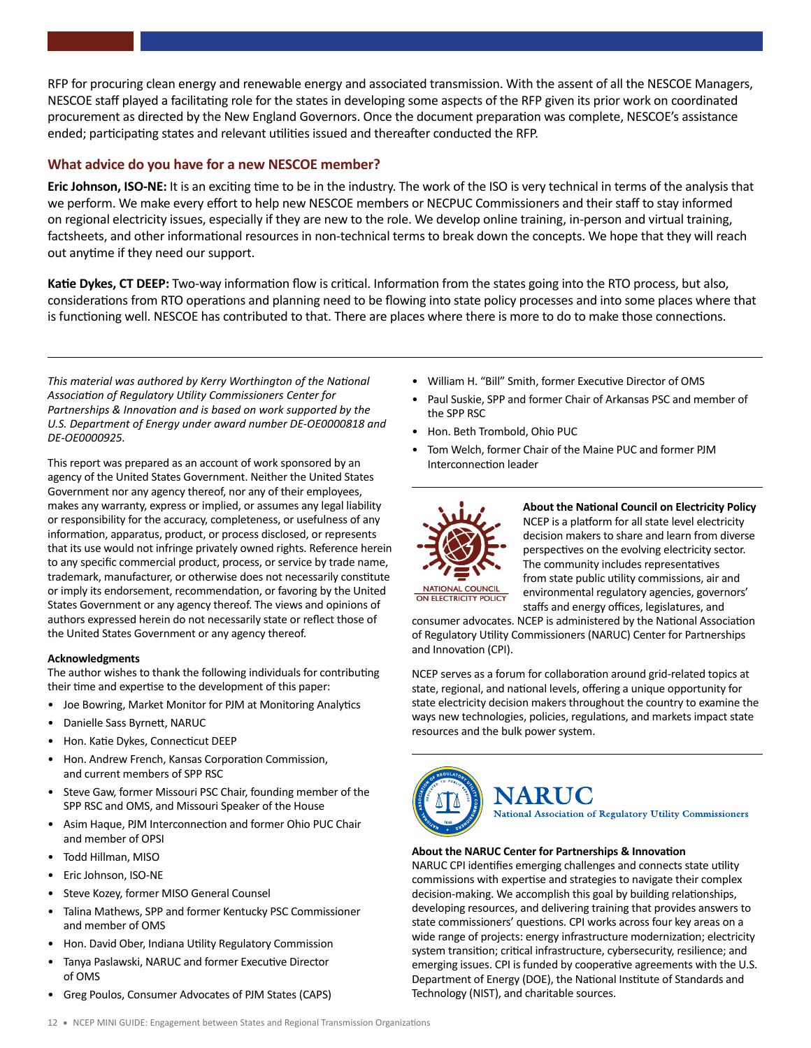RFP for procuring clean energy and renewable energy and associated transmission. With the assent of all the NESCOE Managers, NESCOE staff played a facilitating role for the states in developing some aspects of the RFP given its prior work on coordinated procurement as directed by the New England Governors. Once the document preparation was complete, NESCOE's assistance ended; participating states and relevant utilities issued and thereafter conducted the RFP.

### What advice do you have for a new NESCOE member?

**Eric Johnson, ISO-NE:** It is an exciting time to be in the industry. The work of the ISO is very technical in terms of the analysis that we perform. We make every effort to help new NESCOE members or NECPUC Commissioners and their staff to stay informed on regional electricity issues, especially if they are new to the role. We develop online training, in-person and virtual training, factsheets, and other informational resources in non-technical terms to break down the concepts. We hope that they will reach out anytime if they need our support.

**Katie Dykes, CT DEEP:** Two-way information flow is critical. Information from the states going into the RTO process, but also, considerations from RTO operations and planning need to be flowing into state policy processes and into some places where that is functioning well. NESCOE has contributed to that. There are places where there is more to do to make those connections.

---

*This material was authored by Kerry Worthington of the National Association of Regulatory Utility Commissioners Center for Partnerships & Innovation and is based on work supported by the U.S. Department of Energy under award number DE-OE0000818 and DE-OE0000925.*

This report was prepared as an account of work sponsored by an agency of the United States Government. Neither the United States Government nor any agency thereof, nor any of their employees, makes any warranty, express or implied, or assumes any legal liability or responsibility for the accuracy, completeness, or usefulness of any information, apparatus, product, or process disclosed, or represents that its use would not infringe privately owned rights. Reference herein to any specific commercial product, process, or service by trade name, trademark, manufacturer, or otherwise does not necessarily constitute or imply its endorsement, recommendation, or favoring by the United States Government or any agency thereof. The views and opinions of authors expressed herein do not necessarily state or reflect those of the United States Government or any agency thereof.

**Acknowledgments**

The author wishes to thank the following individuals for contributing their time and expertise to the development of this paper:

- Joe Bowring, Market Monitor for PJM at Monitoring Analytics
- Danielle Sass Byrnett, NARUC
- Hon. Katie Dykes, Connecticut DEEP
- Hon. Andrew French, Kansas Corporation Commission, and current members of SPP RSC
- Steve Gaw, former Missouri PSC Chair, founding member of the SPP RSC and OMS, and Missouri Speaker of the House
- Asim Haque, PJM Interconnection and former Ohio PUC Chair and member of OPSI
- Todd Hillman, MISO
- Eric Johnson, ISO-NE
- Steve Kozey, former MISO General Counsel
- Talina Mathews, SPP and former Kentucky PSC Commissioner and member of OMS
- Hon. David Ober, Indiana Utility Regulatory Commission
- Tanya Paslawski, NARUC and former Executive Director of OMS
- Greg Poulos, Consumer Advocates of PJM States (CAPS)
- William H. "Bill" Smith, former Executive Director of OMS
- Paul Suskie, SPP and former Chair of Arkansas PSC and member of the SPP RSC
- Hon. Beth Trombold, Ohio PUC
- Tom Welch, former Chair of the Maine PUC and former PJM Interconnection leader

---

**About the National Council on Electricity Policy**

NCEP is a platform for all state level electricity decision makers to share and learn from diverse perspectives on the evolving electricity sector. The community includes representatives from state public utility commissions, air and environmental regulatory agencies, governors' staffs and energy offices, legislatures, and consumer advocates. NCEP is administered by the National Association of Regulatory Utility Commissioners (NARUC) Center for Partnerships and Innovation (CPI).

NCEP serves as a forum for collaboration around grid-related topics at state, regional, and national levels, offering a unique opportunity for state electricity decision makers throughout the country to examine the ways new technologies, policies, regulations, and markets impact state resources and the bulk power system.

---

**About the NARUC Center for Partnerships & Innovation**

NARUC CPI identifies emerging challenges and connects state utility commissions with expertise and strategies to navigate their complex decision-making. We accomplish this goal by building relationships, developing resources, and delivering training that provides answers to state commissioners' questions. CPI works across four key areas on a wide range of projects: energy infrastructure modernization; electricity system transition; critical infrastructure, cybersecurity, resilience; and emerging issues. CPI is funded by cooperative agreements with the U.S. Department of Energy (DOE), the National Institute of Standards and Technology (NIST), and charitable sources.